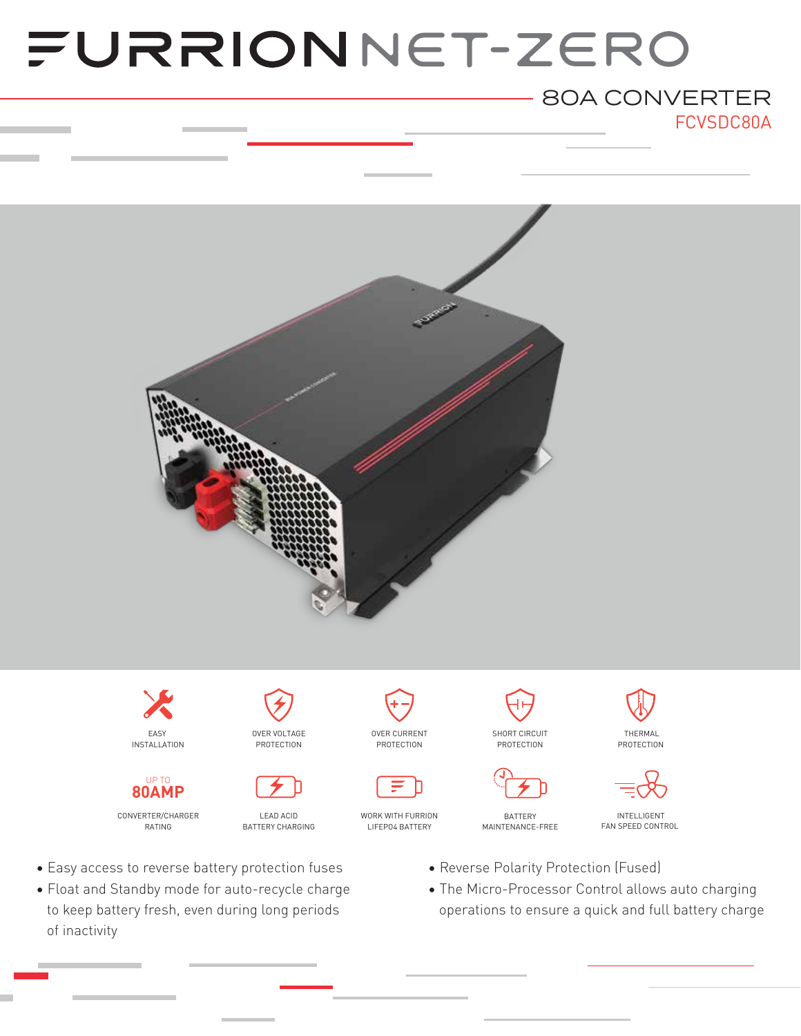# FURRION NET-ZERO

## 80A CONVERTER

FCVSDC80A

EASY INSTALLATION

OVER VOLTAGE PROTECTION

OVER CURRENT PROTECTION

SHORT CIRCUIT PROTECTION

THERMAL PROTECTION

UP TO **80AMP**

CONVERTER/CHARGER RATING

LEAD ACID BATTERY CHARGING

WORK WITH FURRION LIFEPO4 BATTERY

BATTERY MAINTENANCE-FREE

INTELLIGENT FAN SPEED CONTROL

- Easy access to reverse battery protection fuses
- Float and Standby mode for auto-recycle charge to keep battery fresh, even during long periods of inactivity
- Reverse Polarity Protection (Fused)
- The Micro-Processor Control allows auto charging operations to ensure a quick and full battery charge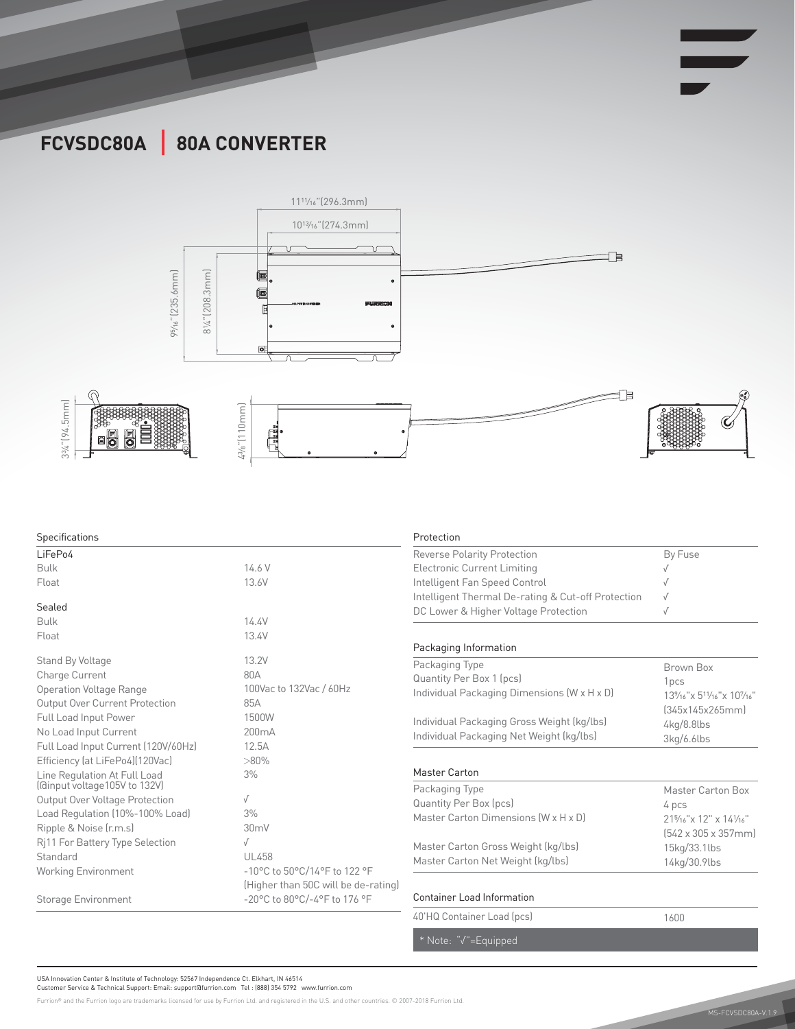# FCVSDC80A | 80A CONVERTER

11¹¹⁄₁₆"(296.3mm)
10¹³⁄₁₆"(274.3mm)
9⁵⁄₁₆"(235.6mm)
8¼"(208.3mm)
3¾"(94.5mm)
4⅜"(110mm)

## Specifications

| | |
|---|---|
| **LiFePo4** | |
| Bulk | 14.6 V |
| Float | 13.6V |
| **Sealed** | |
| Bulk | 14.4V |
| Float | 13.4V |
| Stand By Voltage | 13.2V |
| Charge Current | 80A |
| Operation Voltage Range | 100Vac to 132Vac / 60Hz |
| Output Over Current Protection | 85A |
| Full Load Input Power | 1500W |
| No Load Input Current | 200mA |
| Full Load Input Current (120V/60Hz) | 12.5A |
| Efficiency (at LiFePo4)(120Vac) | >80% |
| Line Regulation At Full Load (@input voltage105V to 132V) | 3% |
| Output Over Voltage Protection | √ |
| Load Regulation (10%-100% Load) | 3% |
| Ripple & Noise (r.m.s) | 30mV |
| Rj11 For Battery Type Selection | √ |
| Standard | UL458 |
| Working Environment | -10°C to 50°C/14°F to 122 °F (Higher than 50C will be de-rating) |
| Storage Environment | -20°C to 80°C/-4°F to 176 °F |

## Protection

| | |
|---|---|
| Reverse Polarity Protection | By Fuse |
| Electronic Current Limiting | √ |
| Intelligent Fan Speed Control | √ |
| Intelligent Thermal De-rating & Cut-off Protection | √ |
| DC Lower & Higher Voltage Protection | √ |

## Packaging Information

| | |
|---|---|
| Packaging Type | Brown Box |
| Quantity Per Box 1 (pcs) | 1pcs |
| Individual Packaging Dimensions (W x H x D) | 13⁹⁄₁₆"x 5¹¹⁄₁₆"x 10⁷⁄₁₆" (345x145x265mm) |
| Individual Packaging Gross Weight (kg/lbs) | 4kg/8.8lbs |
| Individual Packaging Net Weight (kg/lbs) | 3kg/6.6lbs |

## Master Carton

| | |
|---|---|
| Packaging Type | Master Carton Box |
| Quantity Per Box (pcs) | 4 pcs |
| Master Carton Dimensions (W x H x D) | 21⁵⁄₁₆"x 12" x 14¹⁄₁₆" (542 x 305 x 357mm) |
| Master Carton Gross Weight (kg/lbs) | 15kg/33.1lbs |
| Master Carton Net Weight (kg/lbs) | 14kg/30.9lbs |

## Container Load Information

| | |
|---|---|
| 40'HQ Container Load (pcs) | 1600 |

* Note: "√"=Equipped

USA Innovation Center & Institute of Technology: 52567 Independence Ct. Elkhart, IN 46514
Customer Service & Technical Support: Email: support@furrion.com Tel : (888) 354 5792 www.furrion.com

Furrion® and the Furrion logo are trademarks licensed for use by Furrion Ltd. and registered in the U.S. and other countries. © 2007-2018 Furrion Ltd.

MS-FCVSDC80A-V.1.9